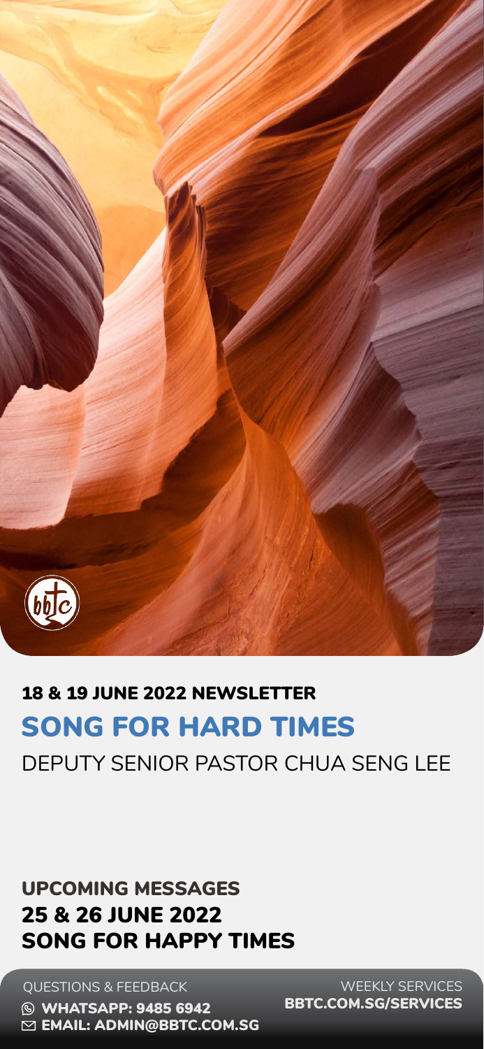### 18 & 19 JUNE 2022 NEWSLETTER

# SONG FOR HARD TIMES

DEPUTY SENIOR PASTOR CHUA SENG LEE

## UPCOMING MESSAGES

**25 & 26 JUNE 2022**
**SONG FOR HAPPY TIMES**

QUESTIONS & FEEDBACK
**WHATSAPP: 9485 6942**
**EMAIL: ADMIN@BBTC.COM.SG**

WEEKLY SERVICES
**BBTC.COM.SG/SERVICES**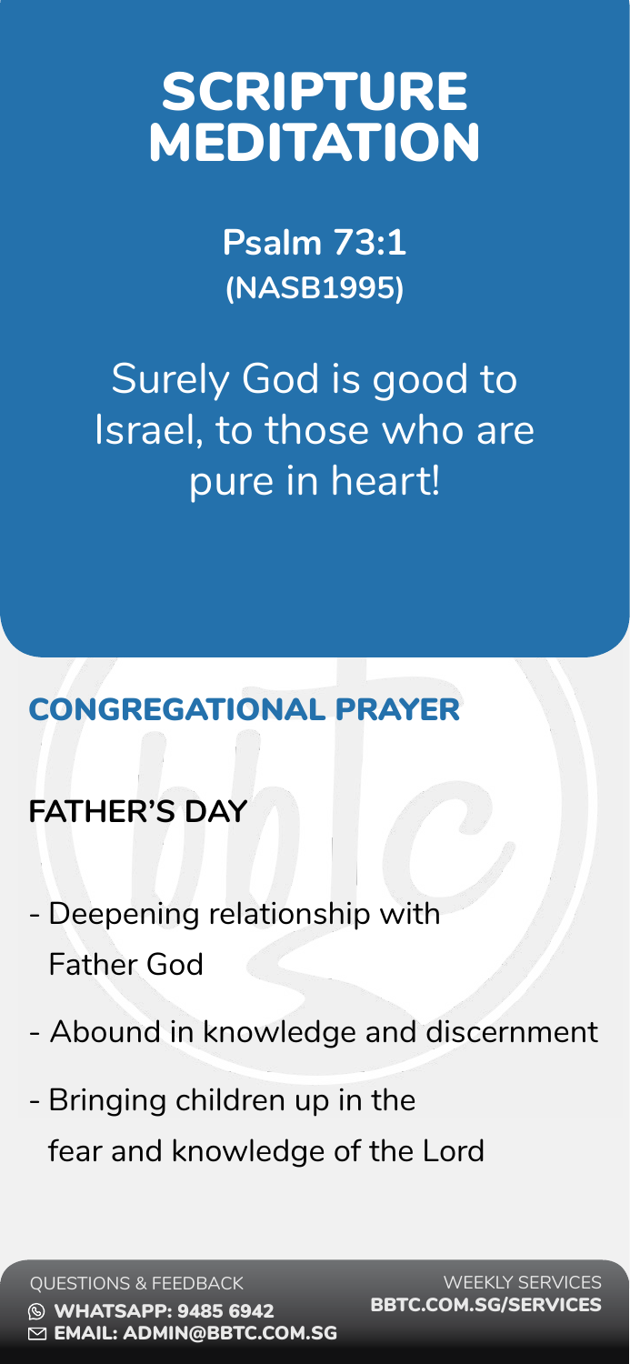# SCRIPTURE MEDITATION

**Psalm 73:1**
**(NASB1995)**

Surely God is good to Israel, to those who are pure in heart!

## CONGREGATIONAL PRAYER

**FATHER'S DAY**

- Deepening relationship with Father God
- Abound in knowledge and discernment
- Bringing children up in the fear and knowledge of the Lord

QUESTIONS & FEEDBACK
WHATSAPP: 9485 6942
EMAIL: ADMIN@BBTC.COM.SG

WEEKLY SERVICES
BBTC.COM.SG/SERVICES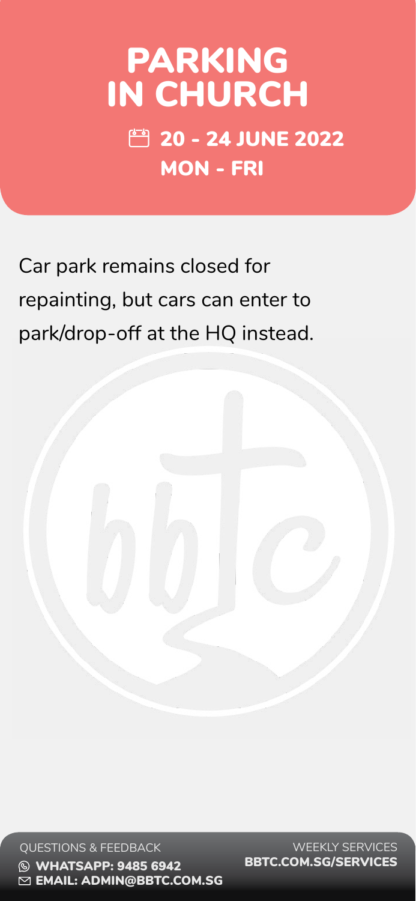# PARKING IN CHURCH

**20 - 24 JUNE 2022**
**MON - FRI**

Car park remains closed for repainting, but cars can enter to park/drop-off at the HQ instead.

QUESTIONS & FEEDBACK
**WHATSAPP: 9485 6942**
**EMAIL: ADMIN@BBTC.COM.SG**

WEEKLY SERVICES
**BBTC.COM.SG/SERVICES**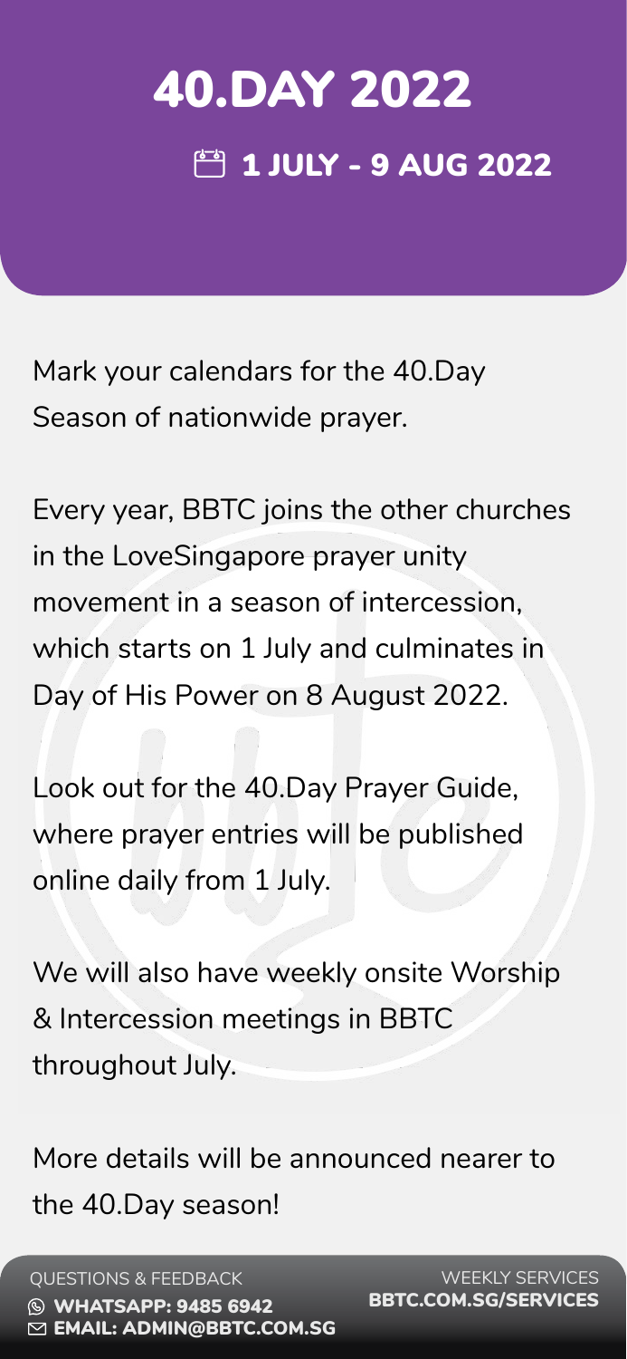# 40.DAY 2022

## 1 JULY - 9 AUG 2022

Mark your calendars for the 40.Day Season of nationwide prayer.

Every year, BBTC joins the other churches in the LoveSingapore prayer unity movement in a season of intercession, which starts on 1 July and culminates in Day of His Power on 8 August 2022.

Look out for the 40.Day Prayer Guide, where prayer entries will be published online daily from 1 July.

We will also have weekly onsite Worship & Intercession meetings in BBTC throughout July.

More details will be announced nearer to the 40.Day season!

QUESTIONS & FEEDBACK
**WHATSAPP: 9485 6942**
**EMAIL: ADMIN@BBTC.COM.SG**

WEEKLY SERVICES
**BBTC.COM.SG/SERVICES**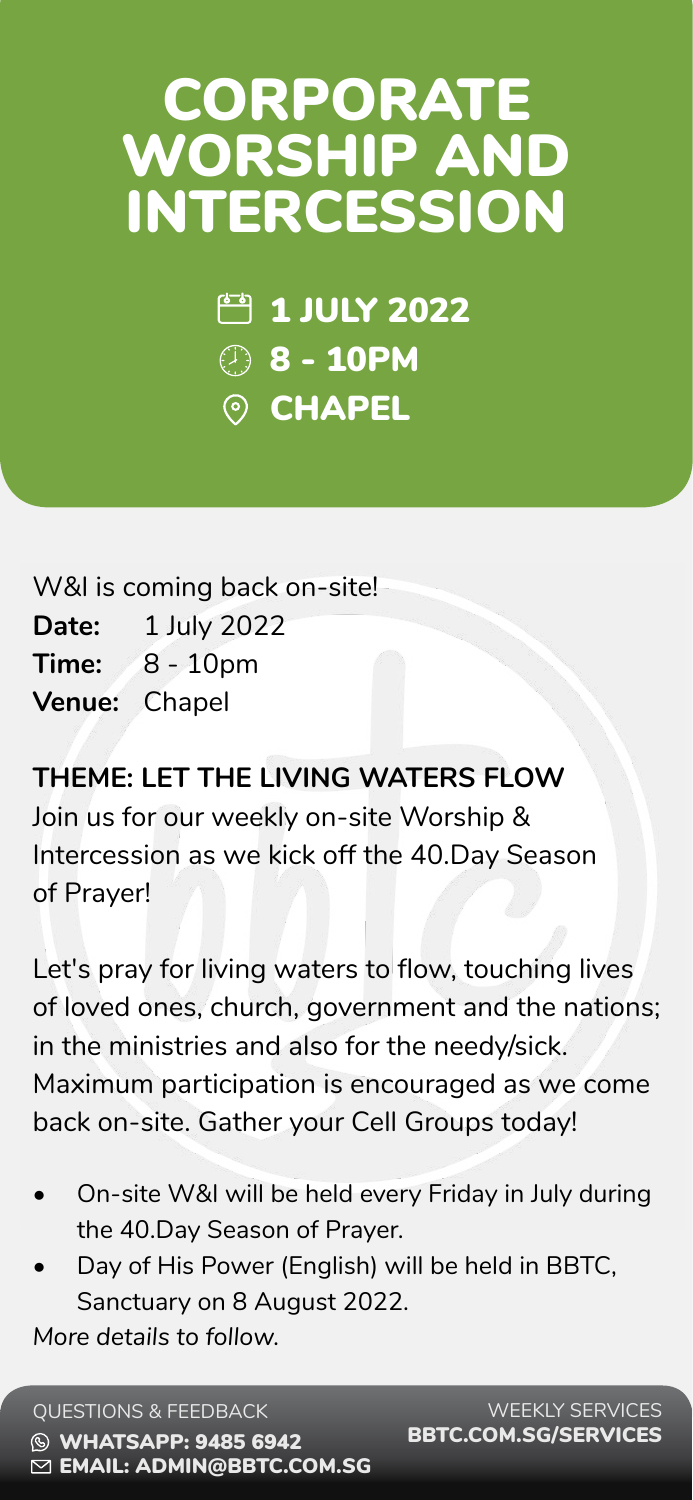# CORPORATE WORSHIP AND INTERCESSION

1 JULY 2022
8 - 10PM
CHAPEL

W&I is coming back on-site!

**Date:** 1 July 2022
**Time:** 8 - 10pm
**Venue:** Chapel

**THEME: LET THE LIVING WATERS FLOW**
Join us for our weekly on-site Worship & Intercession as we kick off the 40.Day Season of Prayer!

Let's pray for living waters to flow, touching lives of loved ones, church, government and the nations; in the ministries and also for the needy/sick. Maximum participation is encouraged as we come back on-site. Gather your Cell Groups today!

- On-site W&I will be held every Friday in July during the 40.Day Season of Prayer.
- Day of His Power (English) will be held in BBTC, Sanctuary on 8 August 2022.

*More details to follow.*

QUESTIONS & FEEDBACK
WHATSAPP: 9485 6942
EMAIL: ADMIN@BBTC.COM.SG

WEEKLY SERVICES
BBTC.COM.SG/SERVICES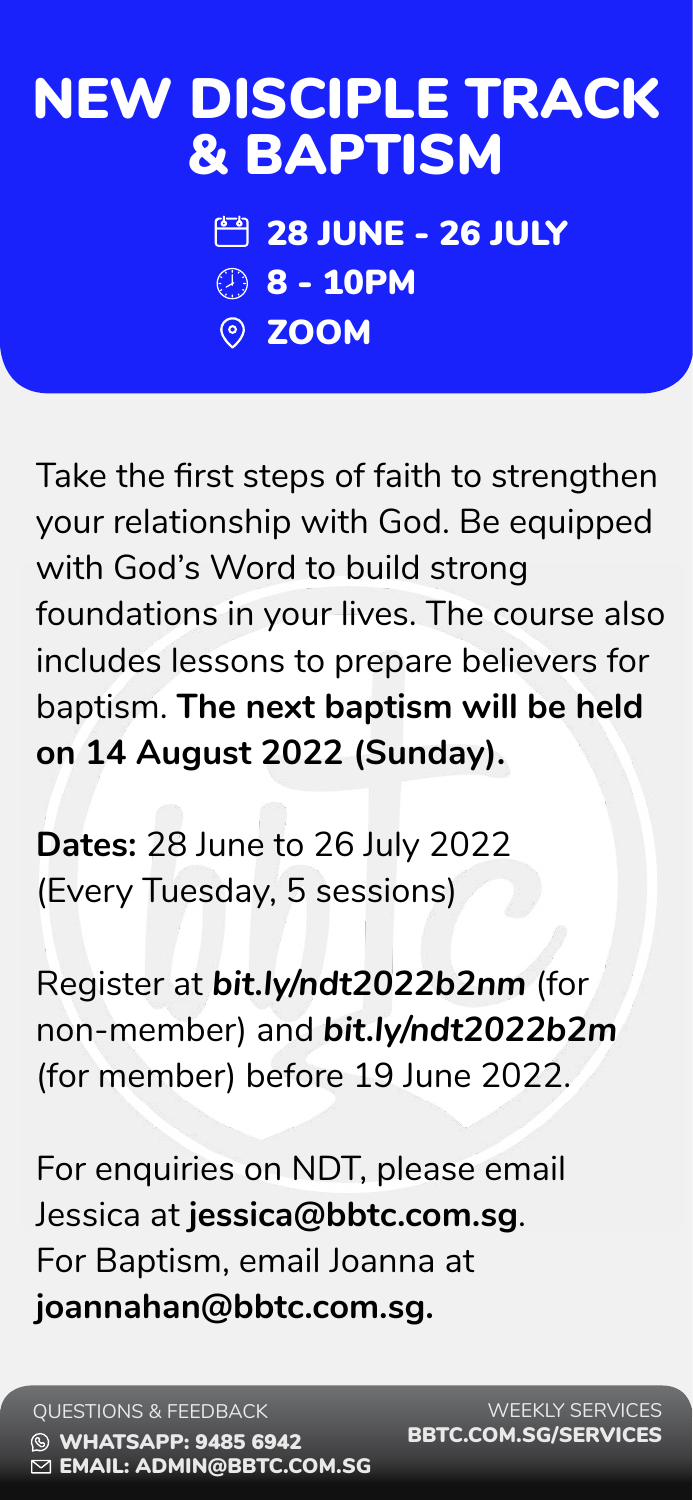# NEW DISCIPLE TRACK & BAPTISM

28 JUNE - 26 JULY

8 - 10PM

ZOOM

Take the first steps of faith to strengthen your relationship with God. Be equipped with God's Word to build strong foundations in your lives. The course also includes lessons to prepare believers for baptism. **The next baptism will be held on 14 August 2022 (Sunday).**

**Dates:** 28 June to 26 July 2022 (Every Tuesday, 5 sessions)

Register at ***bit.ly/ndt2022b2nm*** (for non-member) and ***bit.ly/ndt2022b2m*** (for member) before 19 June 2022.

For enquiries on NDT, please email Jessica at **jessica@bbtc.com.sg**. For Baptism, email Joanna at **joannahan@bbtc.com.sg.**

QUESTIONS & FEEDBACK

**WHATSAPP: 9485 6942**

**EMAIL: ADMIN@BBTC.COM.SG**

WEEKLY SERVICES

**BBTC.COM.SG/SERVICES**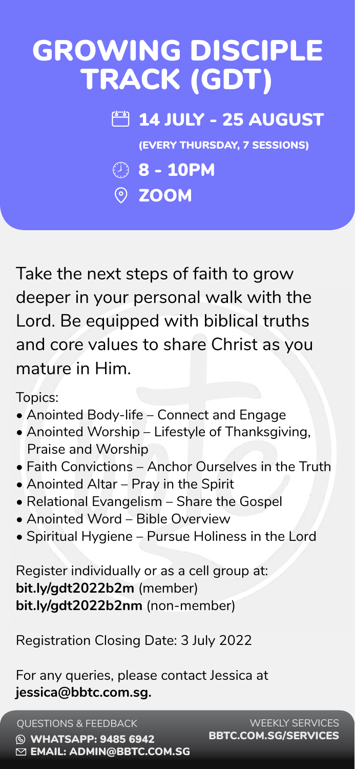# GROWING DISCIPLE TRACK (GDT)

14 JULY - 25 AUGUST

(EVERY THURSDAY, 7 SESSIONS)

8 - 10PM

ZOOM

Take the next steps of faith to grow deeper in your personal walk with the Lord. Be equipped with biblical truths and core values to share Christ as you mature in Him.

Topics:

- Anointed Body-life – Connect and Engage
- Anointed Worship – Lifestyle of Thanksgiving, Praise and Worship
- Faith Convictions – Anchor Ourselves in the Truth
- Anointed Altar – Pray in the Spirit
- Relational Evangelism – Share the Gospel
- Anointed Word – Bible Overview
- Spiritual Hygiene – Pursue Holiness in the Lord

Register individually or as a cell group at:
**bit.ly/gdt2022b2m** (member)
**bit.ly/gdt2022b2nm** (non-member)

Registration Closing Date: 3 July 2022

For any queries, please contact Jessica at **jessica@bbtc.com.sg.**

QUESTIONS & FEEDBACK
WHATSAPP: 9485 6942
EMAIL: ADMIN@BBTC.COM.SG

WEEKLY SERVICES
BBTC.COM.SG/SERVICES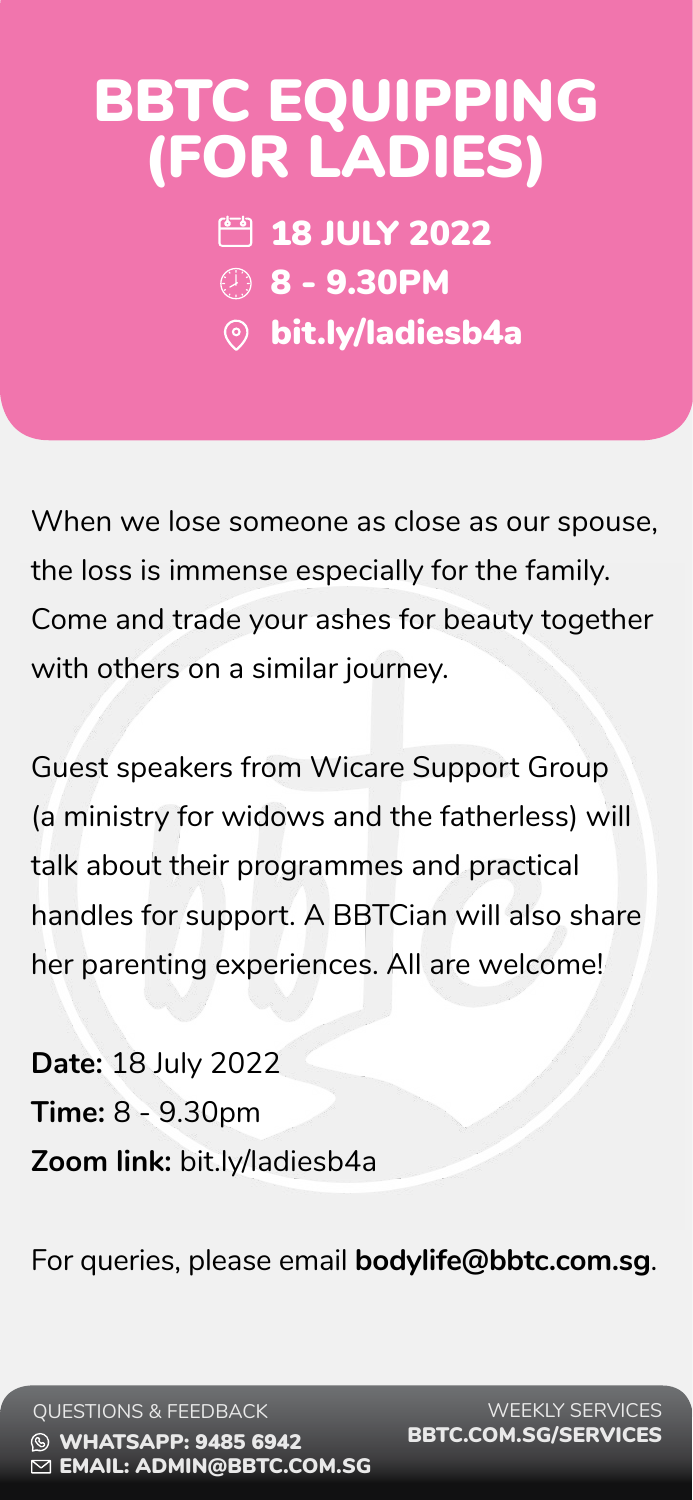# BBTC EQUIPPING (FOR LADIES)

18 JULY 2022

8 - 9.30PM

bit.ly/ladiesb4a

When we lose someone as close as our spouse, the loss is immense especially for the family. Come and trade your ashes for beauty together with others on a similar journey.

Guest speakers from Wicare Support Group (a ministry for widows and the fatherless) will talk about their programmes and practical handles for support. A BBTCian will also share her parenting experiences. All are welcome!

**Date:** 18 July 2022
**Time:** 8 - 9.30pm
**Zoom link:** bit.ly/ladiesb4a

For queries, please email **bodylife@bbtc.com.sg**.

QUESTIONS & FEEDBACK
WHATSAPP: 9485 6942
EMAIL: ADMIN@BBTC.COM.SG

WEEKLY SERVICES
BBTC.COM.SG/SERVICES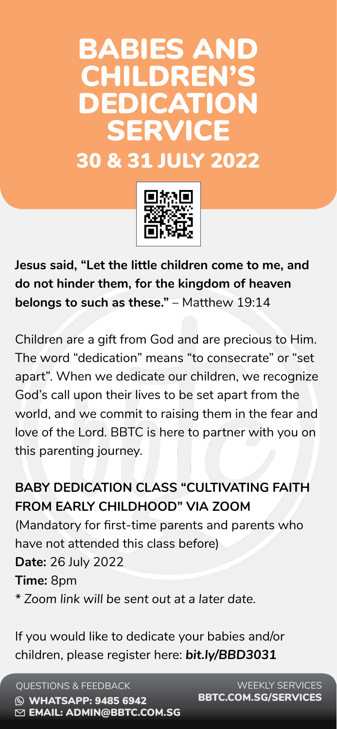# BABIES AND CHILDREN'S DEDICATION SERVICE

## 30 & 31 JULY 2022

**Jesus said, "Let the little children come to me, and do not hinder them, for the kingdom of heaven belongs to such as these."** – Matthew 19:14

Children are a gift from God and are precious to Him. The word "dedication" means "to consecrate" or "set apart". When we dedicate our children, we recognize God's call upon their lives to be set apart from the world, and we commit to raising them in the fear and love of the Lord. BBTC is here to partner with you on this parenting journey.

**BABY DEDICATION CLASS "CULTIVATING FAITH FROM EARLY CHILDHOOD" VIA ZOOM**

(Mandatory for first-time parents and parents who have not attended this class before)

**Date:** 26 July 2022

**Time:** 8pm

*\* Zoom link will be sent out at a later date.*

If you would like to dedicate your babies and/or children, please register here: ***bit.ly/BBD3031***

QUESTIONS & FEEDBACK

**WHATSAPP: 9485 6942**

**EMAIL: ADMIN@BBTC.COM.SG**

WEEKLY SERVICES

**BBTC.COM.SG/SERVICES**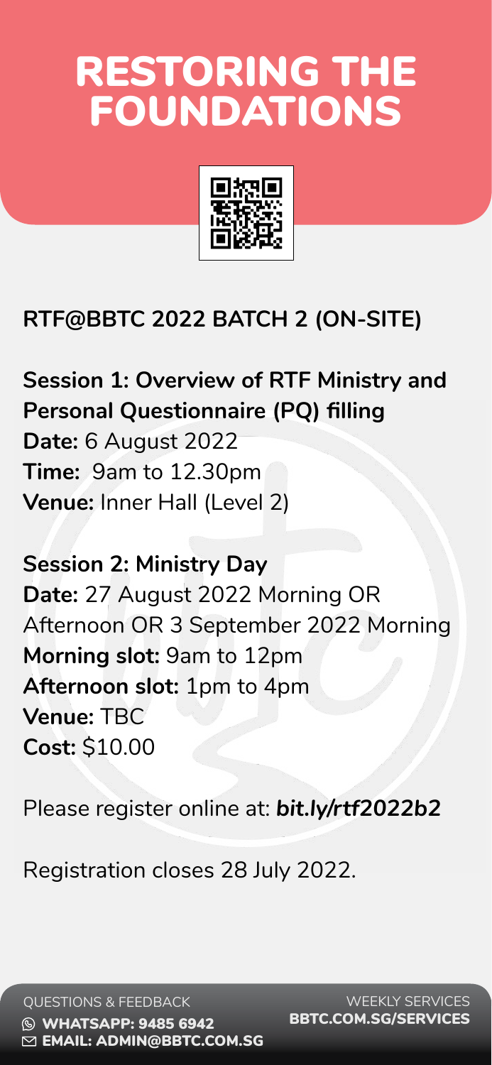# RESTORING THE FOUNDATIONS

**RTF@BBTC 2022 BATCH 2 (ON-SITE)**

**Session 1: Overview of RTF Ministry and Personal Questionnaire (PQ) filling**
**Date:** 6 August 2022
**Time:** 9am to 12.30pm
**Venue:** Inner Hall (Level 2)

**Session 2: Ministry Day**
**Date:** 27 August 2022 Morning OR Afternoon OR 3 September 2022 Morning
**Morning slot:** 9am to 12pm
**Afternoon slot:** 1pm to 4pm
**Venue:** TBC
**Cost:** $10.00

Please register online at: ***bit.ly/rtf2022b2***

Registration closes 28 July 2022.

QUESTIONS & FEEDBACK
WHATSAPP: 9485 6942
EMAIL: ADMIN@BBTC.COM.SG

WEEKLY SERVICES
BBTC.COM.SG/SERVICES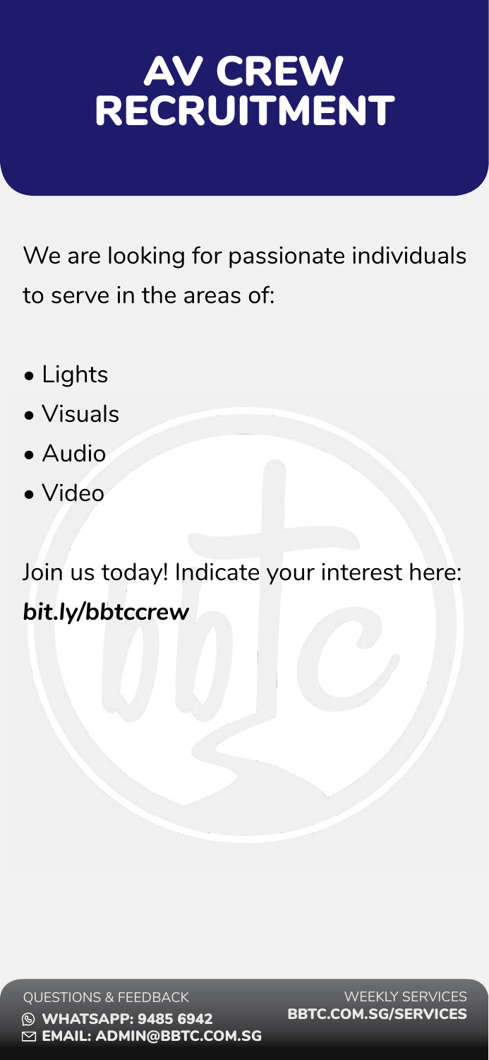# AV CREW RECRUITMENT

We are looking for passionate individuals to serve in the areas of:

- Lights
- Visuals
- Audio
- Video

Join us today! Indicate your interest here:
***bit.ly/bbtccrew***

QUESTIONS & FEEDBACK
**WHATSAPP: 9485 6942**
**EMAIL: ADMIN@BBTC.COM.SG**

WEEKLY SERVICES
**BBTC.COM.SG/SERVICES**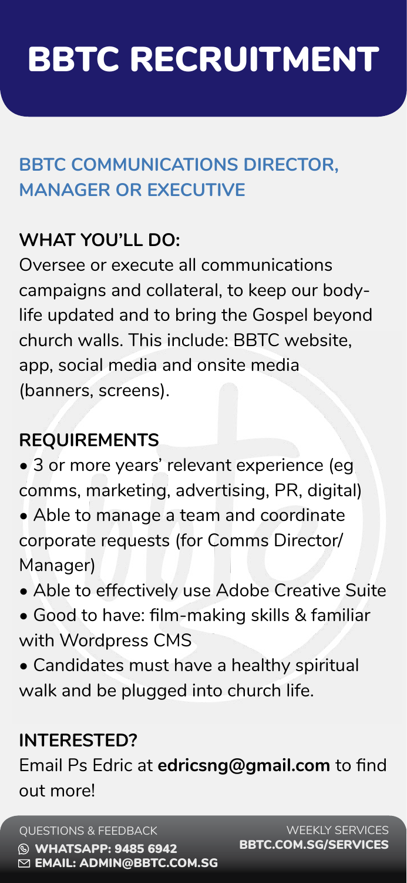# BBTC RECRUITMENT

## BBTC COMMUNICATIONS DIRECTOR, MANAGER OR EXECUTIVE

### WHAT YOU'LL DO:

Oversee or execute all communications campaigns and collateral, to keep our body-life updated and to bring the Gospel beyond church walls. This include: BBTC website, app, social media and onsite media (banners, screens).

### REQUIREMENTS

- 3 or more years' relevant experience (eg comms, marketing, advertising, PR, digital)
- Able to manage a team and coordinate corporate requests (for Comms Director/ Manager)
- Able to effectively use Adobe Creative Suite
- Good to have: film-making skills & familiar with Wordpress CMS
- Candidates must have a healthy spiritual walk and be plugged into church life.

### INTERESTED?

Email Ps Edric at **edricsng@gmail.com** to find out more!

QUESTIONS & FEEDBACK
**WHATSAPP: 9485 6942**
**EMAIL: ADMIN@BBTC.COM.SG**

WEEKLY SERVICES
**BBTC.COM.SG/SERVICES**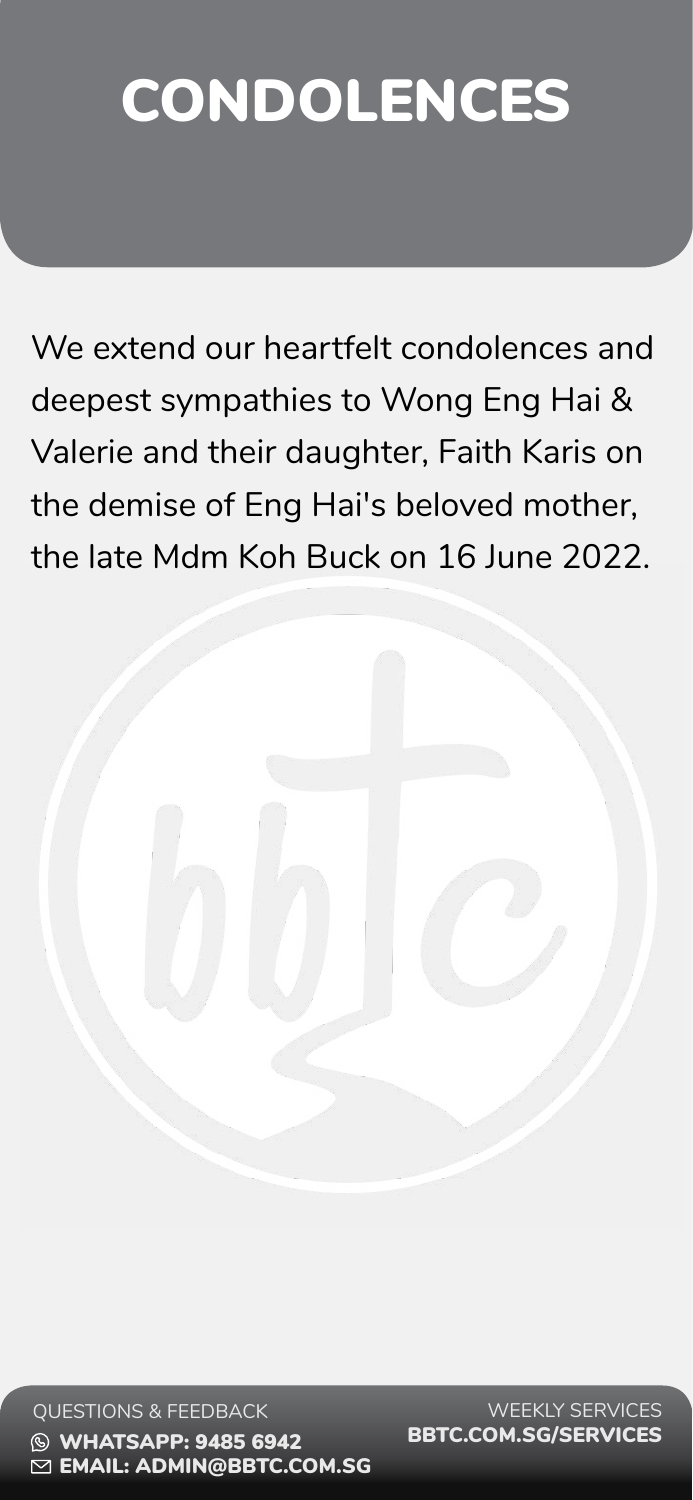# CONDOLENCES

We extend our heartfelt condolences and deepest sympathies to Wong Eng Hai & Valerie and their daughter, Faith Karis on the demise of Eng Hai's beloved mother, the late Mdm Koh Buck on 16 June 2022.

QUESTIONS & FEEDBACK

**WHATSAPP: 9485 6942**

**EMAIL: ADMIN@BBTC.COM.SG**

WEEKLY SERVICES

**BBTC.COM.SG/SERVICES**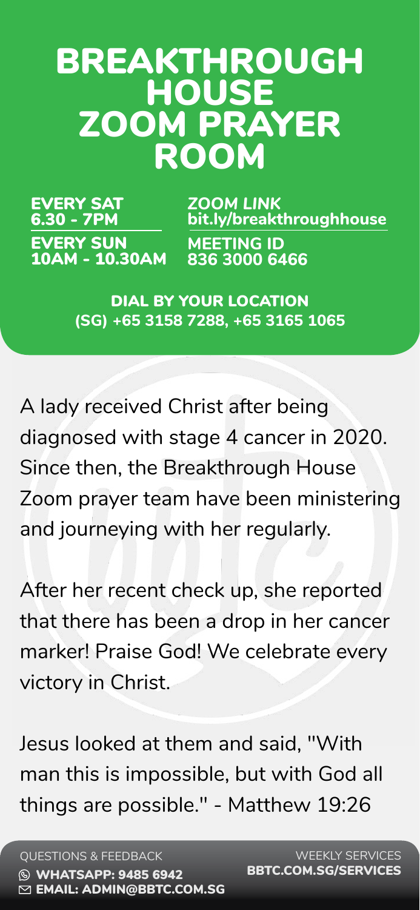# BREAKTHROUGH HOUSE ZOOM PRAYER ROOM

**EVERY SAT**
**6.30 - 7PM**

**EVERY SUN**
**10AM - 10.30AM**

***ZOOM LINK***
**bit.ly/breakthroughhouse**

**MEETING ID**
**836 3000 6466**

**DIAL BY YOUR LOCATION**
**(SG) +65 3158 7288, +65 3165 1065**

A lady received Christ after being diagnosed with stage 4 cancer in 2020. Since then, the Breakthrough House Zoom prayer team have been ministering and journeying with her regularly.

After her recent check up, she reported that there has been a drop in her cancer marker! Praise God! We celebrate every victory in Christ.

Jesus looked at them and said, "With man this is impossible, but with God all things are possible." - Matthew 19:26

QUESTIONS & FEEDBACK
**WHATSAPP: 9485 6942**
**EMAIL: ADMIN@BBTC.COM.SG**

WEEKLY SERVICES
**BBTC.COM.SG/SERVICES**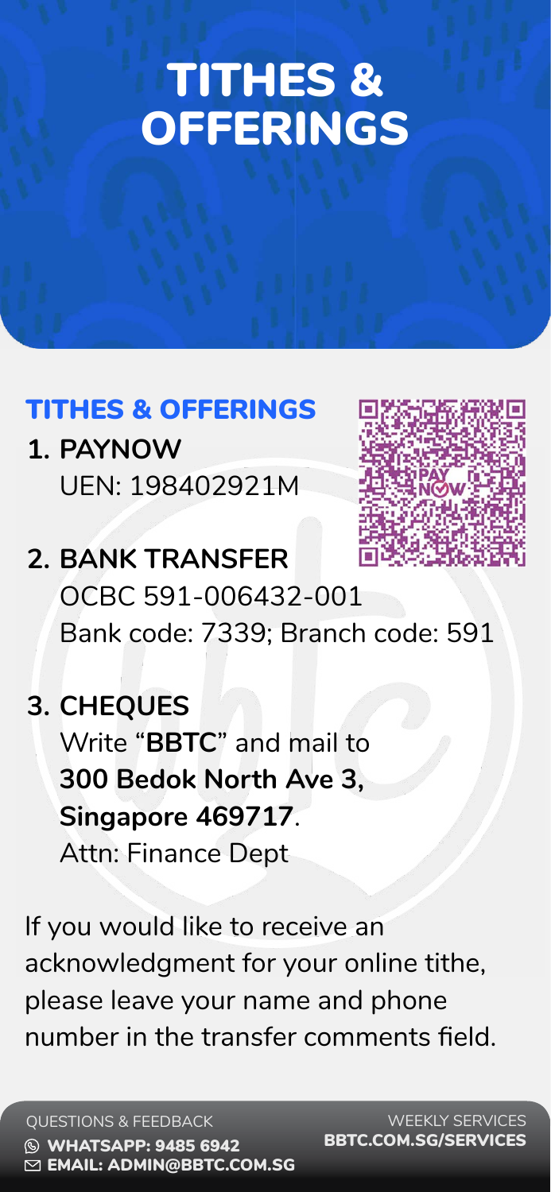# TITHES & OFFERINGS

## TITHES & OFFERINGS

1. **PAYNOW**
   UEN: 198402921M

2. **BANK TRANSFER**
   OCBC 591-006432-001
   Bank code: 7339; Branch code: 591

3. **CHEQUES**
   Write "**BBTC**" and mail to **300 Bedok North Ave 3, Singapore 469717**.
   Attn: Finance Dept

If you would like to receive an acknowledgment for your online tithe, please leave your name and phone number in the transfer comments field.

QUESTIONS & FEEDBACK
**WHATSAPP: 9485 6942**
**EMAIL: ADMIN@BBTC.COM.SG**

WEEKLY SERVICES
**BBTC.COM.SG/SERVICES**